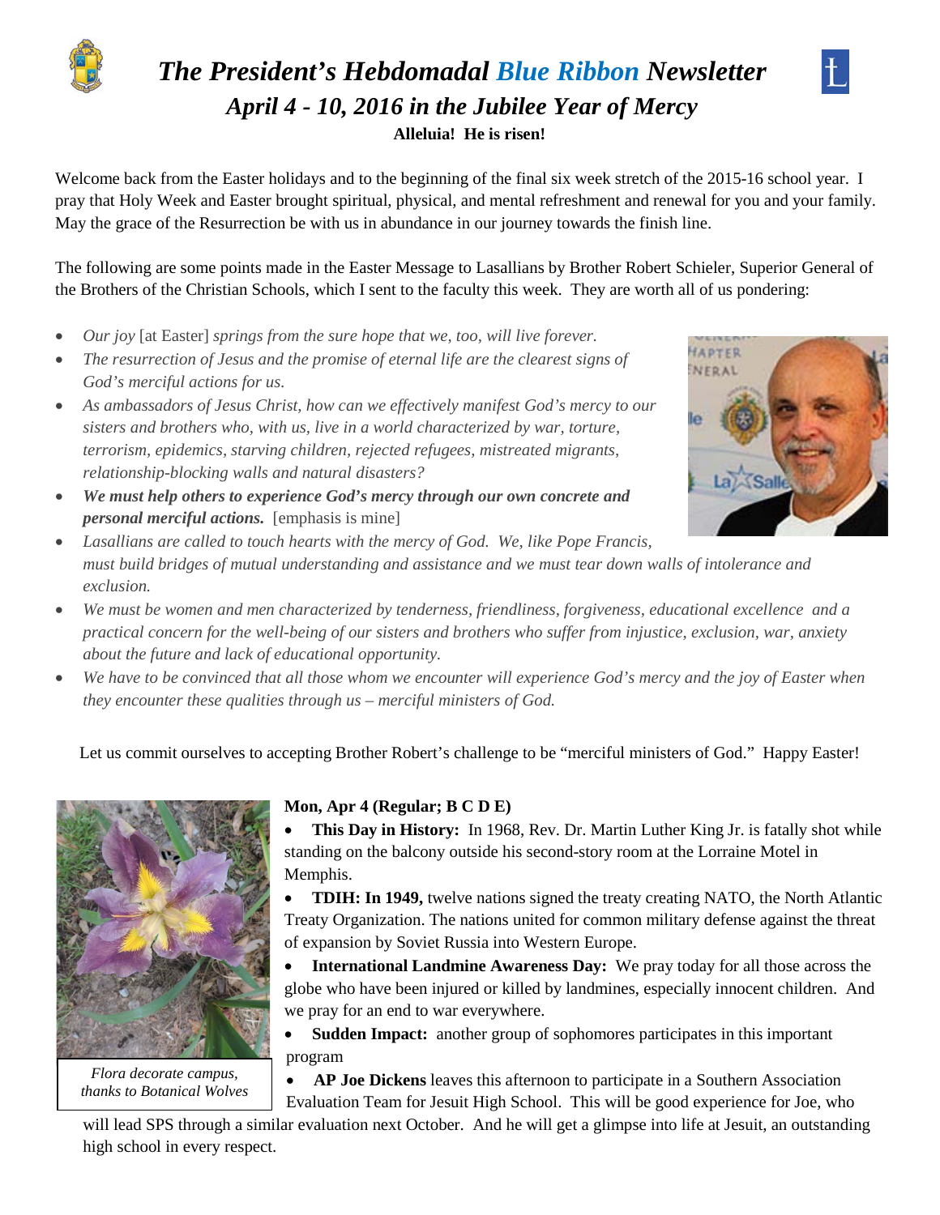# *The President's Hebdomadal Blue Ribbon Newsletter*

## *April 4 - 10, 2016 in the Jubilee Year of Mercy*

**Alleluia! He is risen!**

Welcome back from the Easter holidays and to the beginning of the final six week stretch of the 2015-16 school year. I pray that Holy Week and Easter brought spiritual, physical, and mental refreshment and renewal for you and your family. May the grace of the Resurrection be with us in abundance in our journey towards the finish line.

The following are some points made in the Easter Message to Lasallians by Brother Robert Schieler, Superior General of the Brothers of the Christian Schools, which I sent to the faculty this week. They are worth all of us pondering:

- *Our joy* [at Easter] *springs from the sure hope that we, too, will live forever.*
- *The resurrection of Jesus and the promise of eternal life are the clearest signs of God's merciful actions for us.*
- *As ambassadors of Jesus Christ, how can we effectively manifest God's mercy to our sisters and brothers who, with us, live in a world characterized by war, torture, terrorism, epidemics, starving children, rejected refugees, mistreated migrants, relationship-blocking walls and natural disasters?*
- ***We must help others to experience God's mercy through our own concrete and personal merciful actions.*** [emphasis is mine]
- *Lasallians are called to touch hearts with the mercy of God. We, like Pope Francis, must build bridges of mutual understanding and assistance and we must tear down walls of intolerance and exclusion.*
- *We must be women and men characterized by tenderness, friendliness, forgiveness, educational excellence and a practical concern for the well-being of our sisters and brothers who suffer from injustice, exclusion, war, anxiety about the future and lack of educational opportunity.*
- *We have to be convinced that all those whom we encounter will experience God's mercy and the joy of Easter when they encounter these qualities through us – merciful ministers of God.*

Let us commit ourselves to accepting Brother Robert's challenge to be "merciful ministers of God." Happy Easter!

*Flora decorate campus, thanks to Botanical Wolves*

**Mon, Apr 4 (Regular; B C D E)**

- **This Day in History:** In 1968, Rev. Dr. Martin Luther King Jr. is fatally shot while standing on the balcony outside his second-story room at the Lorraine Motel in Memphis.
- **TDIH: In 1949,** twelve nations signed the treaty creating NATO, the North Atlantic Treaty Organization. The nations united for common military defense against the threat of expansion by Soviet Russia into Western Europe.
- **International Landmine Awareness Day:** We pray today for all those across the globe who have been injured or killed by landmines, especially innocent children. And we pray for an end to war everywhere.
- **Sudden Impact:** another group of sophomores participates in this important program
- **AP Joe Dickens** leaves this afternoon to participate in a Southern Association Evaluation Team for Jesuit High School. This will be good experience for Joe, who will lead SPS through a similar evaluation next October. And he will get a glimpse into life at Jesuit, an outstanding high school in every respect.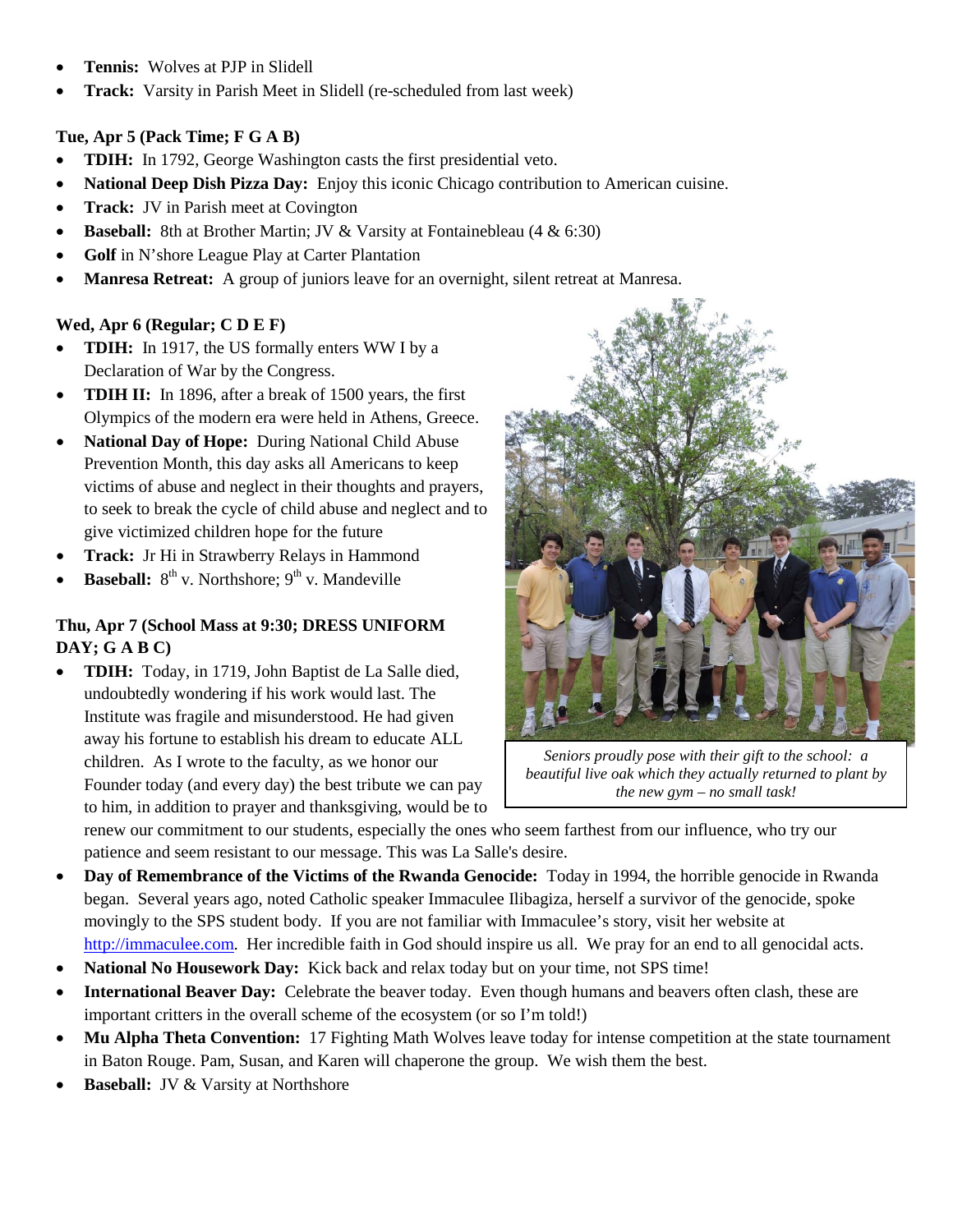- **Tennis:** Wolves at PJP in Slidell
- **Track:** Varsity in Parish Meet in Slidell (re-scheduled from last week)

**Tue, Apr 5 (Pack Time; F G A B)**

- **TDIH:** In 1792, George Washington casts the first presidential veto.
- **National Deep Dish Pizza Day:** Enjoy this iconic Chicago contribution to American cuisine.
- **Track:** JV in Parish meet at Covington
- **Baseball:** 8th at Brother Martin; JV & Varsity at Fontainebleau (4 & 6:30)
- **Golf** in N'shore League Play at Carter Plantation
- **Manresa Retreat:** A group of juniors leave for an overnight, silent retreat at Manresa.

**Wed, Apr 6 (Regular; C D E F)**

- **TDIH:** In 1917, the US formally enters WW I by a Declaration of War by the Congress.
- **TDIH II:** In 1896, after a break of 1500 years, the first Olympics of the modern era were held in Athens, Greece.
- **National Day of Hope:** During National Child Abuse Prevention Month, this day asks all Americans to keep victims of abuse and neglect in their thoughts and prayers, to seek to break the cycle of child abuse and neglect and to give victimized children hope for the future
- **Track:** Jr Hi in Strawberry Relays in Hammond
- **Baseball:** 8th v. Northshore; 9th v. Mandeville

*Seniors proudly pose with their gift to the school: a beautiful live oak which they actually returned to plant by the new gym – no small task!*

**Thu, Apr 7 (School Mass at 9:30; DRESS UNIFORM DAY; G A B C)**

- **TDIH:** Today, in 1719, John Baptist de La Salle died, undoubtedly wondering if his work would last. The Institute was fragile and misunderstood. He had given away his fortune to establish his dream to educate ALL children. As I wrote to the faculty, as we honor our Founder today (and every day) the best tribute we can pay to him, in addition to prayer and thanksgiving, would be to renew our commitment to our students, especially the ones who seem farthest from our influence, who try our patience and seem resistant to our message. This was La Salle's desire.
- **Day of Remembrance of the Victims of the Rwanda Genocide:** Today in 1994, the horrible genocide in Rwanda began. Several years ago, noted Catholic speaker Immaculee Ilibagiza, herself a survivor of the genocide, spoke movingly to the SPS student body. If you are not familiar with Immaculee's story, visit her website at http://immaculee.com. Her incredible faith in God should inspire us all. We pray for an end to all genocidal acts.
- **National No Housework Day:** Kick back and relax today but on your time, not SPS time!
- **International Beaver Day:** Celebrate the beaver today. Even though humans and beavers often clash, these are important critters in the overall scheme of the ecosystem (or so I'm told!)
- **Mu Alpha Theta Convention:** 17 Fighting Math Wolves leave today for intense competition at the state tournament in Baton Rouge. Pam, Susan, and Karen will chaperone the group. We wish them the best.
- **Baseball:** JV & Varsity at Northshore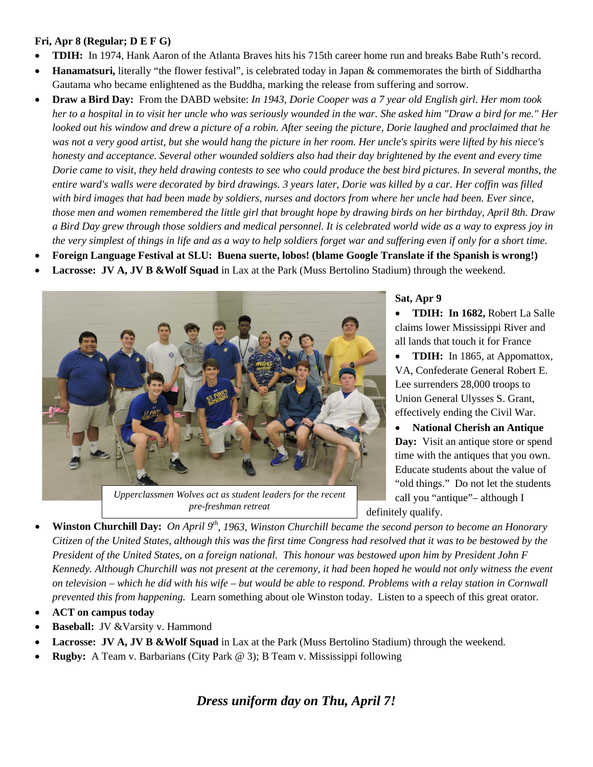**Fri, Apr 8 (Regular; D E F G)**

- **TDIH:** In 1974, Hank Aaron of the Atlanta Braves hits his 715th career home run and breaks Babe Ruth's record.
- **Hanamatsuri,** literally "the flower festival", is celebrated today in Japan & commemorates the birth of Siddhartha Gautama who became enlightened as the Buddha, marking the release from suffering and sorrow.
- **Draw a Bird Day:** From the DABD website: *In 1943, Dorie Cooper was a 7 year old English girl. Her mom took her to a hospital in to visit her uncle who was seriously wounded in the war. She asked him "Draw a bird for me." Her looked out his window and drew a picture of a robin. After seeing the picture, Dorie laughed and proclaimed that he was not a very good artist, but she would hang the picture in her room. Her uncle's spirits were lifted by his niece's honesty and acceptance. Several other wounded soldiers also had their day brightened by the event and every time Dorie came to visit, they held drawing contests to see who could produce the best bird pictures. In several months, the entire ward's walls were decorated by bird drawings. 3 years later, Dorie was killed by a car. Her coffin was filled with bird images that had been made by soldiers, nurses and doctors from where her uncle had been. Ever since, those men and women remembered the little girl that brought hope by drawing birds on her birthday, April 8th. Draw a Bird Day grew through those soldiers and medical personnel. It is celebrated world wide as a way to express joy in the very simplest of things in life and as a way to help soldiers forget war and suffering even if only for a short time.*
- **Foreign Language Festival at SLU: Buena suerte, lobos! (blame Google Translate if the Spanish is wrong!)**
- **Lacrosse: JV A, JV B &Wolf Squad** in Lax at the Park (Muss Bertolino Stadium) through the weekend.

*Upperclassmen Wolves act as student leaders for the recent pre-freshman retreat*

**Sat, Apr 9**

- **TDIH: In 1682,** Robert La Salle claims lower Mississippi River and all lands that touch it for France
- **TDIH:** In 1865, at Appomattox, VA, Confederate General Robert E. Lee surrenders 28,000 troops to Union General Ulysses S. Grant, effectively ending the Civil War.
- **National Cherish an Antique Day:** Visit an antique store or spend time with the antiques that you own. Educate students about the value of "old things." Do not let the students call you "antique"– although I definitely qualify.
- **Winston Churchill Day:** *On April 9th, 1963, Winston Churchill became the second person to become an Honorary Citizen of the United States, although this was the first time Congress had resolved that it was to be bestowed by the President of the United States, on a foreign national. This honour was bestowed upon him by President John F Kennedy. Although Churchill was not present at the ceremony, it had been hoped he would not only witness the event on television – which he did with his wife – but would be able to respond. Problems with a relay station in Cornwall prevented this from happening.* Learn something about ole Winston today. Listen to a speech of this great orator.
- **ACT on campus today**
- **Baseball:** JV &Varsity v. Hammond
- **Lacrosse: JV A, JV B &Wolf Squad** in Lax at the Park (Muss Bertolino Stadium) through the weekend.
- **Rugby:** A Team v. Barbarians (City Park @ 3); B Team v. Mississippi following

***Dress uniform day on Thu, April 7!***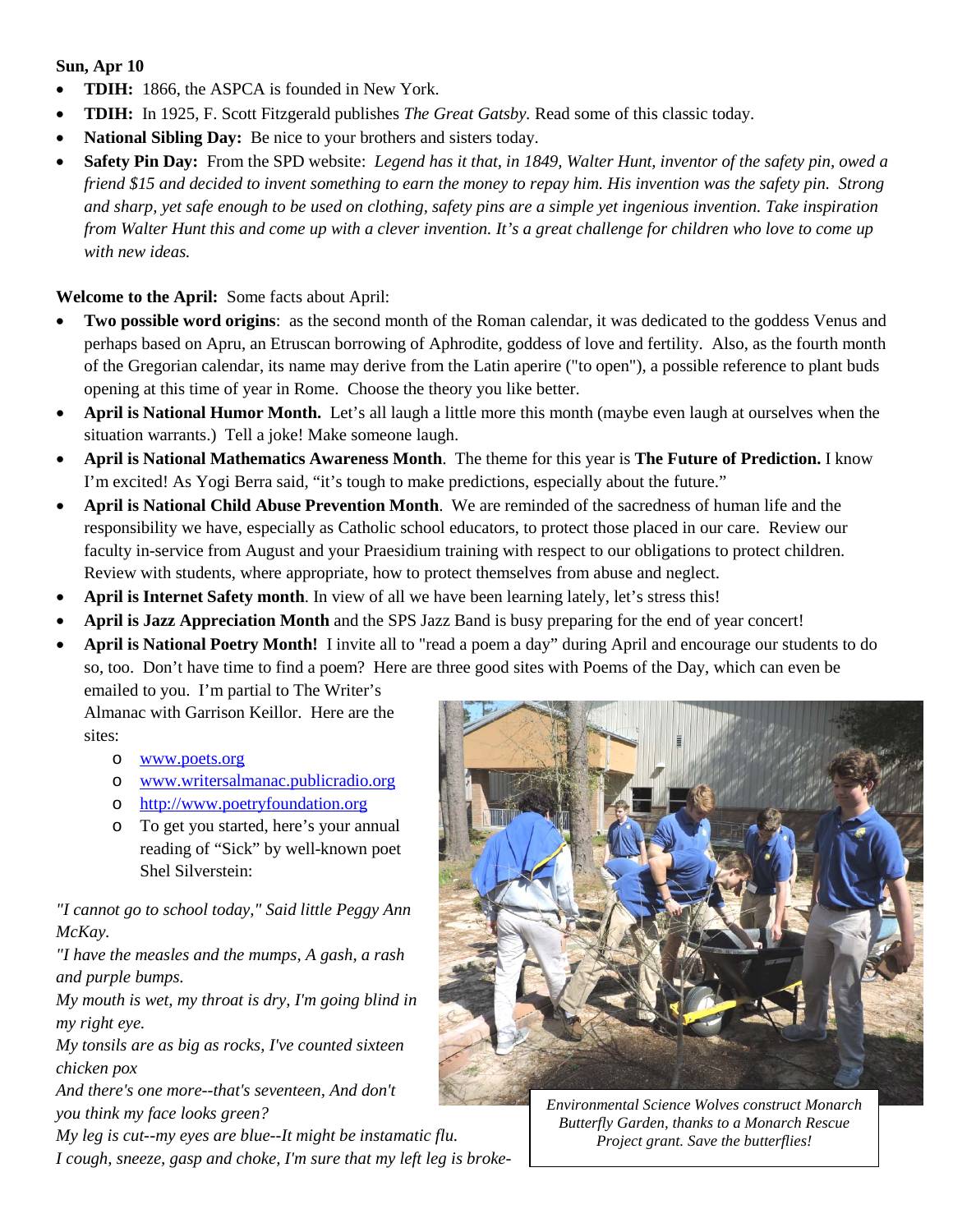**Sun, Apr 10**

- **TDIH:** 1866, the ASPCA is founded in New York.
- **TDIH:** In 1925, F. Scott Fitzgerald publishes *The Great Gatsby.* Read some of this classic today.
- **National Sibling Day:** Be nice to your brothers and sisters today.
- **Safety Pin Day:** From the SPD website: *Legend has it that, in 1849, Walter Hunt, inventor of the safety pin, owed a friend $15 and decided to invent something to earn the money to repay him. His invention was the safety pin. Strong and sharp, yet safe enough to be used on clothing, safety pins are a simple yet ingenious invention. Take inspiration from Walter Hunt this and come up with a clever invention. It's a great challenge for children who love to come up with new ideas.*

**Welcome to the April:** Some facts about April:

- **Two possible word origins**: as the second month of the Roman calendar, it was dedicated to the goddess Venus and perhaps based on Apru, an Etruscan borrowing of Aphrodite, goddess of love and fertility. Also, as the fourth month of the Gregorian calendar, its name may derive from the Latin aperire ("to open"), a possible reference to plant buds opening at this time of year in Rome. Choose the theory you like better.
- **April is National Humor Month.** Let's all laugh a little more this month (maybe even laugh at ourselves when the situation warrants.) Tell a joke! Make someone laugh.
- **April is National Mathematics Awareness Month**. The theme for this year is **The Future of Prediction.** I know I'm excited! As Yogi Berra said, "it's tough to make predictions, especially about the future."
- **April is National Child Abuse Prevention Month**. We are reminded of the sacredness of human life and the responsibility we have, especially as Catholic school educators, to protect those placed in our care. Review our faculty in-service from August and your Praesidium training with respect to our obligations to protect children. Review with students, where appropriate, how to protect themselves from abuse and neglect.
- **April is Internet Safety month**. In view of all we have been learning lately, let's stress this!
- **April is Jazz Appreciation Month** and the SPS Jazz Band is busy preparing for the end of year concert!
- **April is National Poetry Month!** I invite all to "read a poem a day" during April and encourage our students to do so, too. Don't have time to find a poem? Here are three good sites with Poems of the Day, which can even be emailed to you. I'm partial to The Writer's Almanac with Garrison Keillor. Here are the sites:
  - www.poets.org
  - www.writersalmanac.publicradio.org
  - http://www.poetryfoundation.org
  - To get you started, here's your annual reading of "Sick" by well-known poet Shel Silverstein:

*"I cannot go to school today," Said little Peggy Ann McKay.*
*"I have the measles and the mumps, A gash, a rash and purple bumps.*
*My mouth is wet, my throat is dry, I'm going blind in my right eye.*
*My tonsils are as big as rocks, I've counted sixteen chicken pox*
*And there's one more--that's seventeen, And don't you think my face looks green?*
*My leg is cut--my eyes are blue--It might be instamatic flu.*
*I cough, sneeze, gasp and choke, I'm sure that my left leg is broke-*

*Environmental Science Wolves construct Monarch Butterfly Garden, thanks to a Monarch Rescue Project grant. Save the butterflies!*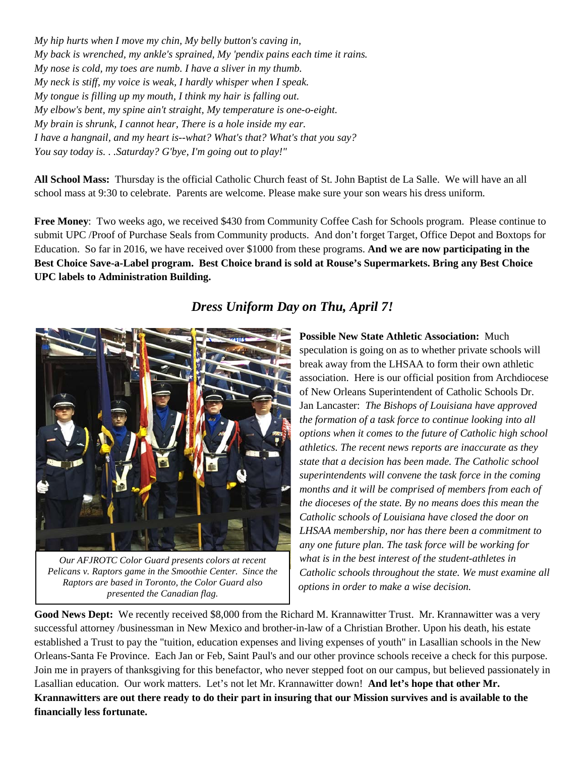*My hip hurts when I move my chin, My belly button's caving in,*
*My back is wrenched, my ankle's sprained, My 'pendix pains each time it rains.*
*My nose is cold, my toes are numb. I have a sliver in my thumb.*
*My neck is stiff, my voice is weak, I hardly whisper when I speak.*
*My tongue is filling up my mouth, I think my hair is falling out.*
*My elbow's bent, my spine ain't straight, My temperature is one-o-eight.*
*My brain is shrunk, I cannot hear, There is a hole inside my ear.*
*I have a hangnail, and my heart is--what? What's that? What's that you say?*
*You say today is. . .Saturday? G'bye, I'm going out to play!"*

**All School Mass:** Thursday is the official Catholic Church feast of St. John Baptist de La Salle. We will have an all school mass at 9:30 to celebrate. Parents are welcome. Please make sure your son wears his dress uniform.

**Free Money**: Two weeks ago, we received $430 from Community Coffee Cash for Schools program. Please continue to submit UPC /Proof of Purchase Seals from Community products. And don't forget Target, Office Depot and Boxtops for Education. So far in 2016, we have received over $1000 from these programs. **And we are now participating in the Best Choice Save-a-Label program. Best Choice brand is sold at Rouse's Supermarkets. Bring any Best Choice UPC labels to Administration Building.**

## *Dress Uniform Day on Thu, April 7!*

*Our AFJROTC Color Guard presents colors at recent Pelicans v. Raptors game in the Smoothie Center. Since the Raptors are based in Toronto, the Color Guard also presented the Canadian flag.*

**Possible New State Athletic Association:** Much speculation is going on as to whether private schools will break away from the LHSAA to form their own athletic association. Here is our official position from Archdiocese of New Orleans Superintendent of Catholic Schools Dr. Jan Lancaster: *The Bishops of Louisiana have approved the formation of a task force to continue looking into all options when it comes to the future of Catholic high school athletics. The recent news reports are inaccurate as they state that a decision has been made. The Catholic school superintendents will convene the task force in the coming months and it will be comprised of members from each of the dioceses of the state. By no means does this mean the Catholic schools of Louisiana have closed the door on LHSAA membership, nor has there been a commitment to any one future plan. The task force will be working for what is in the best interest of the student-athletes in Catholic schools throughout the state. We must examine all options in order to make a wise decision.*

**Good News Dept:** We recently received $8,000 from the Richard M. Krannawitter Trust. Mr. Krannawitter was a very successful attorney /businessman in New Mexico and brother-in-law of a Christian Brother. Upon his death, his estate established a Trust to pay the "tuition, education expenses and living expenses of youth" in Lasallian schools in the New Orleans-Santa Fe Province. Each Jan or Feb, Saint Paul's and our other province schools receive a check for this purpose. Join me in prayers of thanksgiving for this benefactor, who never stepped foot on our campus, but believed passionately in Lasallian education. Our work matters. Let's not let Mr. Krannawitter down! **And let's hope that other Mr. Krannawitters are out there ready to do their part in insuring that our Mission survives and is available to the financially less fortunate.**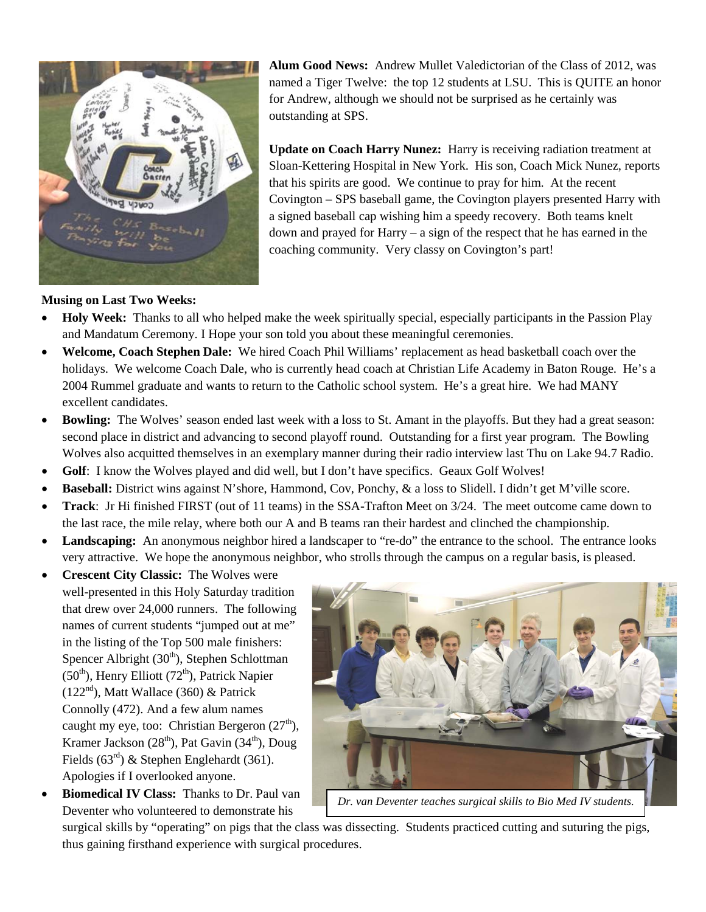**Alum Good News:** Andrew Mullet Valedictorian of the Class of 2012, was named a Tiger Twelve: the top 12 students at LSU. This is QUITE an honor for Andrew, although we should not be surprised as he certainly was outstanding at SPS.

**Update on Coach Harry Nunez:** Harry is receiving radiation treatment at Sloan-Kettering Hospital in New York. His son, Coach Mick Nunez, reports that his spirits are good. We continue to pray for him. At the recent Covington – SPS baseball game, the Covington players presented Harry with a signed baseball cap wishing him a speedy recovery. Both teams knelt down and prayed for Harry – a sign of the respect that he has earned in the coaching community. Very classy on Covington's part!

**Musing on Last Two Weeks:**

- **Holy Week:** Thanks to all who helped make the week spiritually special, especially participants in the Passion Play and Mandatum Ceremony. I Hope your son told you about these meaningful ceremonies.
- **Welcome, Coach Stephen Dale:** We hired Coach Phil Williams' replacement as head basketball coach over the holidays. We welcome Coach Dale, who is currently head coach at Christian Life Academy in Baton Rouge. He's a 2004 Rummel graduate and wants to return to the Catholic school system. He's a great hire. We had MANY excellent candidates.
- **Bowling:** The Wolves' season ended last week with a loss to St. Amant in the playoffs. But they had a great season: second place in district and advancing to second playoff round. Outstanding for a first year program. The Bowling Wolves also acquitted themselves in an exemplary manner during their radio interview last Thu on Lake 94.7 Radio.
- **Golf**: I know the Wolves played and did well, but I don't have specifics. Geaux Golf Wolves!
- **Baseball:** District wins against N'shore, Hammond, Cov, Ponchy, & a loss to Slidell. I didn't get M'ville score.
- **Track**: Jr Hi finished FIRST (out of 11 teams) in the SSA-Trafton Meet on 3/24. The meet outcome came down to the last race, the mile relay, where both our A and B teams ran their hardest and clinched the championship.
- **Landscaping:** An anonymous neighbor hired a landscaper to "re-do" the entrance to the school. The entrance looks very attractive. We hope the anonymous neighbor, who strolls through the campus on a regular basis, is pleased.
- **Crescent City Classic:** The Wolves were well-presented in this Holy Saturday tradition that drew over 24,000 runners. The following names of current students "jumped out at me" in the listing of the Top 500 male finishers: Spencer Albright (30th), Stephen Schlottman (50th), Henry Elliott (72nd), Patrick Napier (122nd), Matt Wallace (360) & Patrick Connolly (472). And a few alum names caught my eye, too: Christian Bergeron (27th), Kramer Jackson (28th), Pat Gavin (34th), Doug Fields (63rd) & Stephen Englehardt (361). Apologies if I overlooked anyone.
- **Biomedical IV Class:** Thanks to Dr. Paul van Deventer who volunteered to demonstrate his surgical skills by "operating" on pigs that the class was dissecting. Students practiced cutting and suturing the pigs, thus gaining firsthand experience with surgical procedures.

*Dr. van Deventer teaches surgical skills to Bio Med IV students.*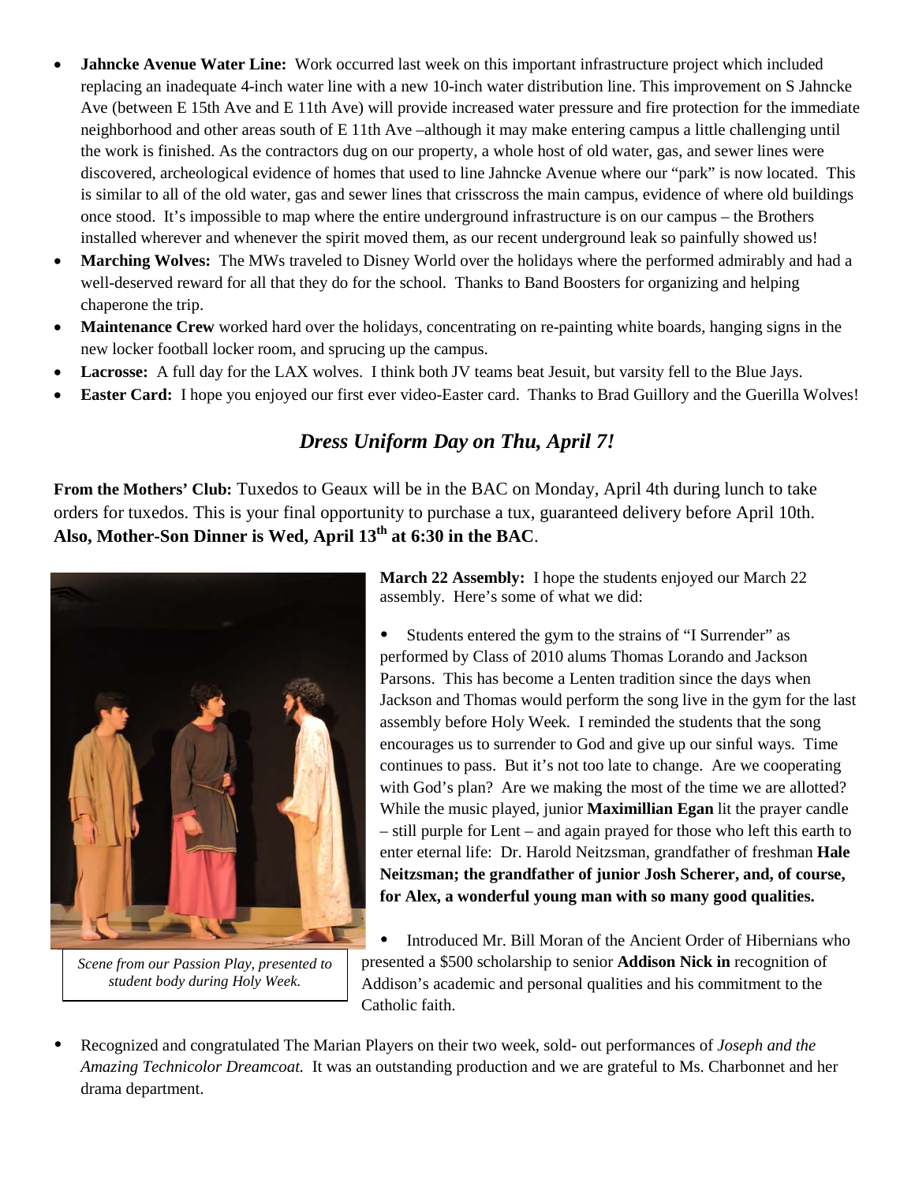- **Jahncke Avenue Water Line:** Work occurred last week on this important infrastructure project which included replacing an inadequate 4-inch water line with a new 10-inch water distribution line. This improvement on S Jahncke Ave (between E 15th Ave and E 11th Ave) will provide increased water pressure and fire protection for the immediate neighborhood and other areas south of E 11th Ave –although it may make entering campus a little challenging until the work is finished. As the contractors dug on our property, a whole host of old water, gas, and sewer lines were discovered, archeological evidence of homes that used to line Jahncke Avenue where our "park" is now located. This is similar to all of the old water, gas and sewer lines that crisscross the main campus, evidence of where old buildings once stood. It's impossible to map where the entire underground infrastructure is on our campus – the Brothers installed wherever and whenever the spirit moved them, as our recent underground leak so painfully showed us!
- **Marching Wolves:** The MWs traveled to Disney World over the holidays where the performed admirably and had a well-deserved reward for all that they do for the school. Thanks to Band Boosters for organizing and helping chaperone the trip.
- **Maintenance Crew** worked hard over the holidays, concentrating on re-painting white boards, hanging signs in the new locker football locker room, and sprucing up the campus.
- **Lacrosse:** A full day for the LAX wolves. I think both JV teams beat Jesuit, but varsity fell to the Blue Jays.
- **Easter Card:** I hope you enjoyed our first ever video-Easter card. Thanks to Brad Guillory and the Guerilla Wolves!

## *Dress Uniform Day on Thu, April 7!*

**From the Mothers' Club:** Tuxedos to Geaux will be in the BAC on Monday, April 4th during lunch to take orders for tuxedos. This is your final opportunity to purchase a tux, guaranteed delivery before April 10th. **Also, Mother-Son Dinner is Wed, April 13th at 6:30 in the BAC**.

*Scene from our Passion Play, presented to student body during Holy Week.*

**March 22 Assembly:** I hope the students enjoyed our March 22 assembly. Here's some of what we did:

- Students entered the gym to the strains of "I Surrender" as performed by Class of 2010 alums Thomas Lorando and Jackson Parsons. This has become a Lenten tradition since the days when Jackson and Thomas would perform the song live in the gym for the last assembly before Holy Week. I reminded the students that the song encourages us to surrender to God and give up our sinful ways. Time continues to pass. But it's not too late to change. Are we cooperating with God's plan? Are we making the most of the time we are allotted? While the music played, junior **Maximillian Egan** lit the prayer candle – still purple for Lent – and again prayed for those who left this earth to enter eternal life: Dr. Harold Neitzsman, grandfather of freshman **Hale Neitzsman; the grandfather of junior Josh Scherer, and, of course, for Alex, a wonderful young man with so many good qualities.**
- Introduced Mr. Bill Moran of the Ancient Order of Hibernians who presented a $500 scholarship to senior **Addison Nick in** recognition of Addison's academic and personal qualities and his commitment to the Catholic faith.
- Recognized and congratulated The Marian Players on their two week, sold- out performances of *Joseph and the Amazing Technicolor Dreamcoat.* It was an outstanding production and we are grateful to Ms. Charbonnet and her drama department.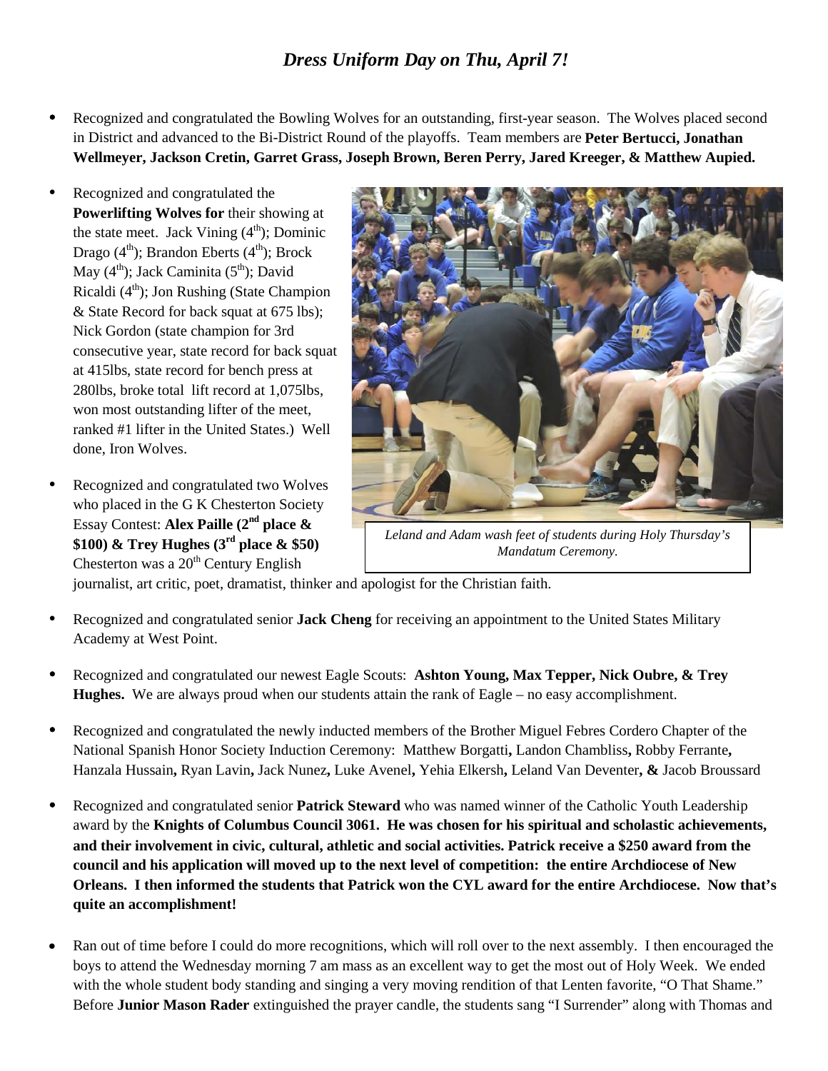## *Dress Uniform Day on Thu, April 7!*

- Recognized and congratulated the Bowling Wolves for an outstanding, first-year season. The Wolves placed second in District and advanced to the Bi-District Round of the playoffs. Team members are **Peter Bertucci, Jonathan Wellmeyer, Jackson Cretin, Garret Grass, Joseph Brown, Beren Perry, Jared Kreeger, & Matthew Aupied.**

- Recognized and congratulated the **Powerlifting Wolves for** their showing at the state meet. Jack Vining (4th); Dominic Drago (4th); Brandon Eberts (4th); Brock May (4th); Jack Caminita (5th); David Ricaldi (4th); Jon Rushing (State Champion & State Record for back squat at 675 lbs); Nick Gordon (state champion for 3rd consecutive year, state record for back squat at 415lbs, state record for bench press at 280lbs, broke total lift record at 1,075lbs, won most outstanding lifter of the meet, ranked #1 lifter in the United States.) Well done, Iron Wolves.

- Recognized and congratulated two Wolves who placed in the G K Chesterton Society Essay Contest: **Alex Paille (2nd place & $100) & Trey Hughes (3rd place & $50)** Chesterton was a 20th Century English journalist, art critic, poet, dramatist, thinker and apologist for the Christian faith.

*Leland and Adam wash feet of students during Holy Thursday's Mandatum Ceremony.*

- Recognized and congratulated senior **Jack Cheng** for receiving an appointment to the United States Military Academy at West Point.

- Recognized and congratulated our newest Eagle Scouts: **Ashton Young, Max Tepper, Nick Oubre, & Trey Hughes.** We are always proud when our students attain the rank of Eagle – no easy accomplishment.

- Recognized and congratulated the newly inducted members of the Brother Miguel Febres Cordero Chapter of the National Spanish Honor Society Induction Ceremony: Matthew Borgatti**,** Landon Chambliss**,** Robby Ferrante**,** Hanzala Hussain**,** Ryan Lavin**,** Jack Nunez**,** Luke Avenel**,** Yehia Elkersh**,** Leland Van Deventer**, &** Jacob Broussard

- Recognized and congratulated senior **Patrick Steward** who was named winner of the Catholic Youth Leadership award by the **Knights of Columbus Council 3061. He was chosen for his spiritual and scholastic achievements, and their involvement in civic, cultural, athletic and social activities. Patrick receive a $250 award from the council and his application will moved up to the next level of competition: the entire Archdiocese of New Orleans. I then informed the students that Patrick won the CYL award for the entire Archdiocese. Now that's quite an accomplishment!**

- Ran out of time before I could do more recognitions, which will roll over to the next assembly. I then encouraged the boys to attend the Wednesday morning 7 am mass as an excellent way to get the most out of Holy Week. We ended with the whole student body standing and singing a very moving rendition of that Lenten favorite, "O That Shame." Before **Junior Mason Rader** extinguished the prayer candle, the students sang "I Surrender" along with Thomas and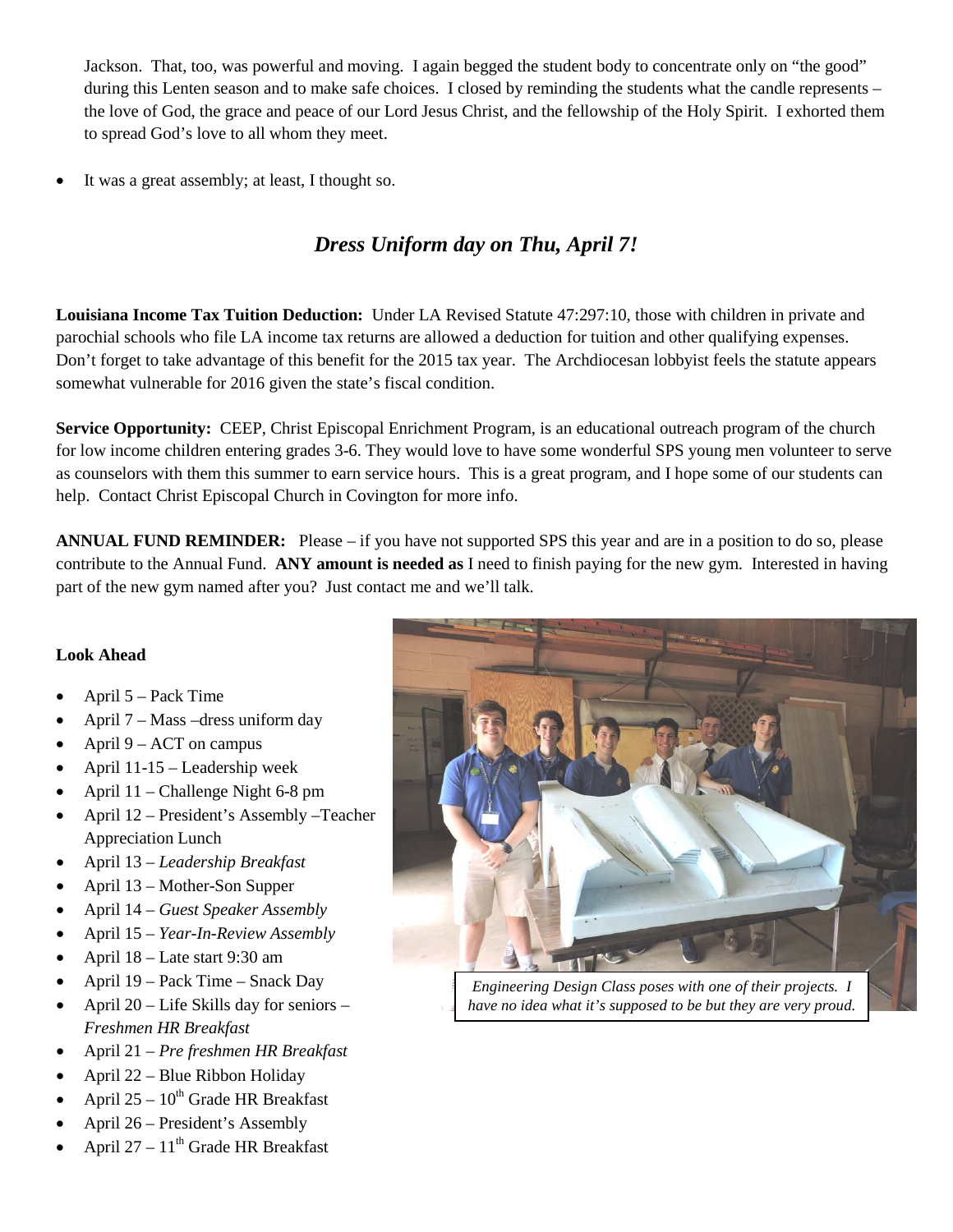Jackson. That, too, was powerful and moving. I again begged the student body to concentrate only on "the good" during this Lenten season and to make safe choices. I closed by reminding the students what the candle represents – the love of God, the grace and peace of our Lord Jesus Christ, and the fellowship of the Holy Spirit. I exhorted them to spread God's love to all whom they meet.

- It was a great assembly; at least, I thought so.

## *Dress Uniform day on Thu, April 7!*

**Louisiana Income Tax Tuition Deduction:** Under LA Revised Statute 47:297:10, those with children in private and parochial schools who file LA income tax returns are allowed a deduction for tuition and other qualifying expenses. Don't forget to take advantage of this benefit for the 2015 tax year. The Archdiocesan lobbyist feels the statute appears somewhat vulnerable for 2016 given the state's fiscal condition.

**Service Opportunity:** CEEP, Christ Episcopal Enrichment Program, is an educational outreach program of the church for low income children entering grades 3-6. They would love to have some wonderful SPS young men volunteer to serve as counselors with them this summer to earn service hours. This is a great program, and I hope some of our students can help. Contact Christ Episcopal Church in Covington for more info.

**ANNUAL FUND REMINDER:** Please – if you have not supported SPS this year and are in a position to do so, please contribute to the Annual Fund. **ANY amount is needed as** I need to finish paying for the new gym. Interested in having part of the new gym named after you? Just contact me and we'll talk.

**Look Ahead**

- April 5 – Pack Time
- April 7 – Mass –dress uniform day
- April 9 – ACT on campus
- April 11-15 – Leadership week
- April 11 – Challenge Night 6-8 pm
- April 12 – President's Assembly –Teacher Appreciation Lunch
- April 13 – *Leadership Breakfast*
- April 13 – Mother-Son Supper
- April 14 – *Guest Speaker Assembly*
- April 15 – *Year-In-Review Assembly*
- April 18 – Late start 9:30 am
- April 19 – Pack Time – Snack Day
- April 20 – Life Skills day for seniors – *Freshmen HR Breakfast*
- April 21 – *Pre freshmen HR Breakfast*
- April 22 – Blue Ribbon Holiday
- April 25 – 10th Grade HR Breakfast
- April 26 – President's Assembly
- April 27 – 11th Grade HR Breakfast

*Engineering Design Class poses with one of their projects. I have no idea what it's supposed to be but they are very proud.*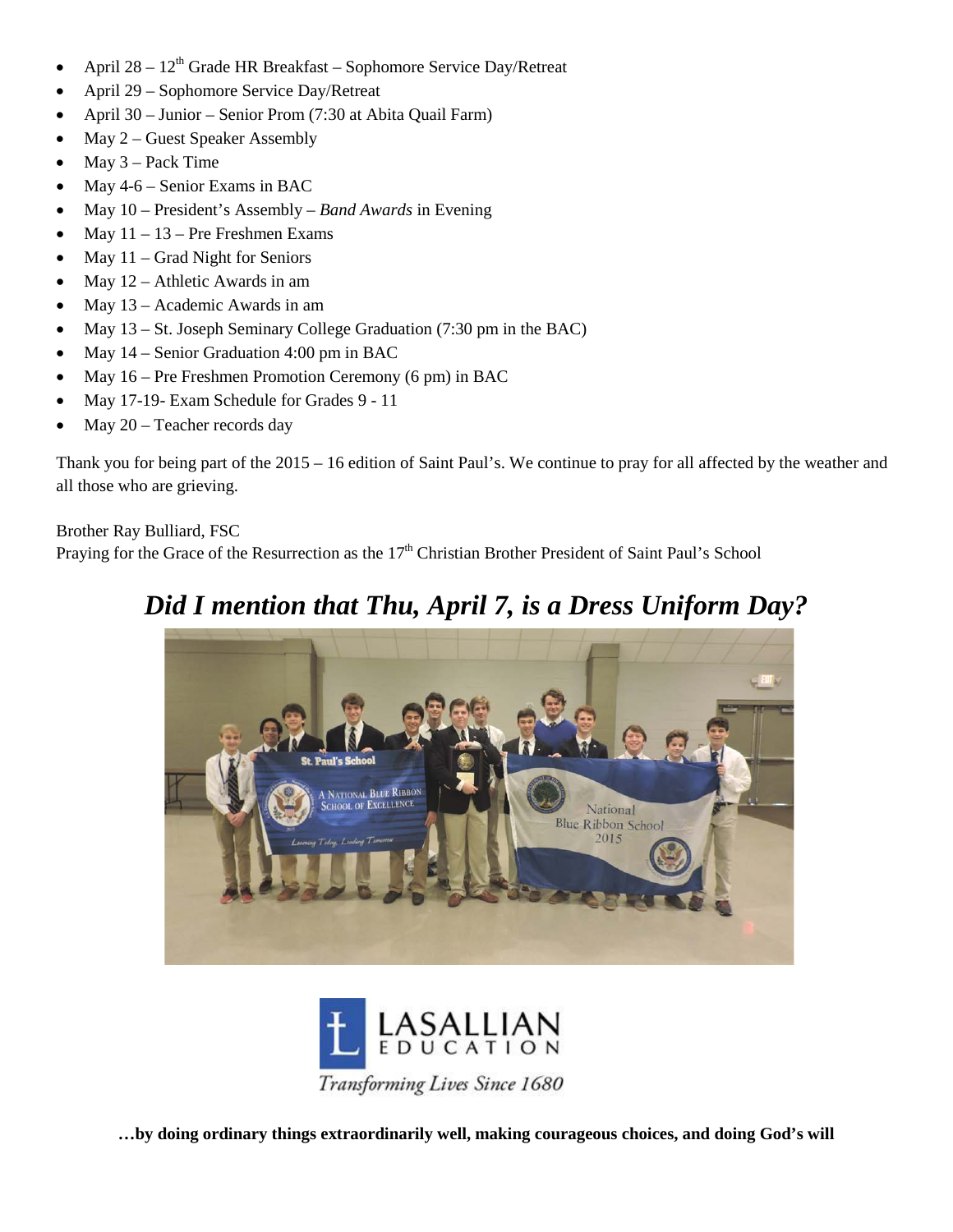- April 28 – 12th Grade HR Breakfast – Sophomore Service Day/Retreat
- April 29 – Sophomore Service Day/Retreat
- April 30 – Junior – Senior Prom (7:30 at Abita Quail Farm)
- May 2 – Guest Speaker Assembly
- May 3 – Pack Time
- May 4-6 – Senior Exams in BAC
- May 10 – President's Assembly – *Band Awards* in Evening
- May 11 – 13 – Pre Freshmen Exams
- May 11 – Grad Night for Seniors
- May 12 – Athletic Awards in am
- May 13 – Academic Awards in am
- May 13 – St. Joseph Seminary College Graduation (7:30 pm in the BAC)
- May 14 – Senior Graduation 4:00 pm in BAC
- May 16 – Pre Freshmen Promotion Ceremony (6 pm) in BAC
- May 17-19- Exam Schedule for Grades 9 - 11
- May 20 – Teacher records day

Thank you for being part of the 2015 – 16 edition of Saint Paul's. We continue to pray for all affected by the weather and all those who are grieving.

Brother Ray Bulliard, FSC
Praying for the Grace of the Resurrection as the 17th Christian Brother President of Saint Paul's School

## *Did I mention that Thu, April 7, is a Dress Uniform Day?*

LASALLIAN EDUCATION
*Transforming Lives Since 1680*

**…by doing ordinary things extraordinarily well, making courageous choices, and doing God's will**